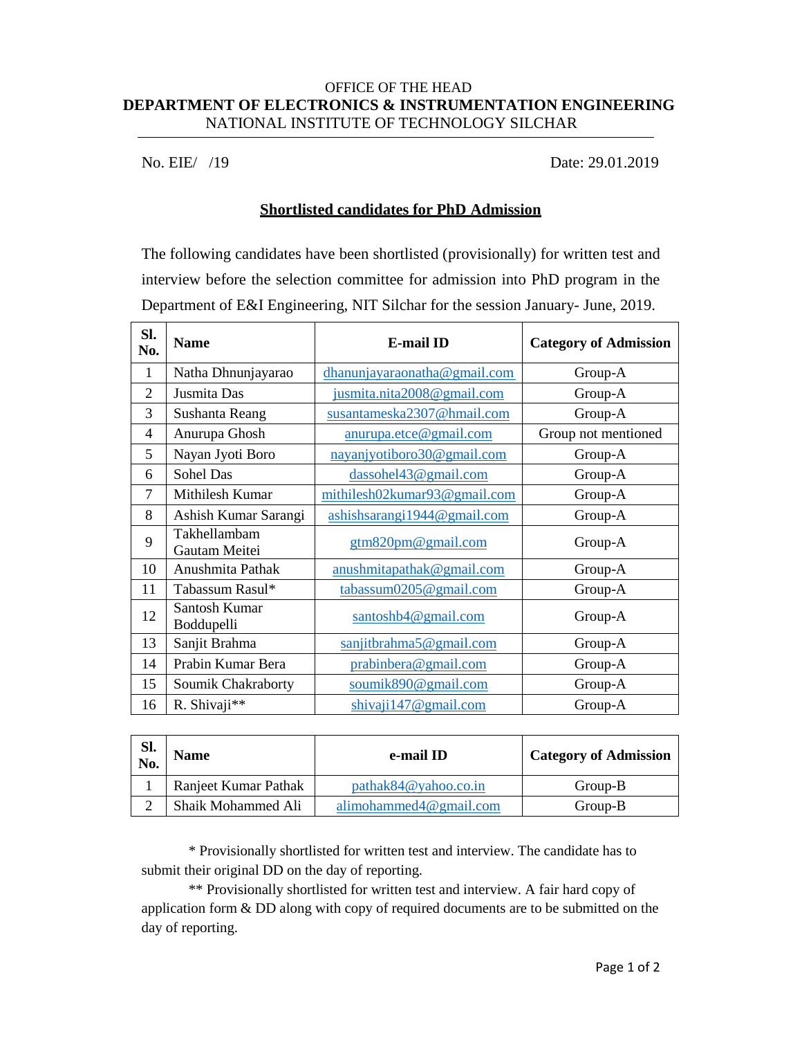OFFICE OF THE HEAD

**DEPARTMENT OF ELECTRONICS & INSTRUMENTATION ENGINEERING**

NATIONAL INSTITUTE OF TECHNOLOGY SILCHAR

No. EIE/ /19 Date: 29.01.2019

## Shortlisted candidates for PhD Admission

The following candidates have been shortlisted (provisionally) for written test and interview before the selection committee for admission into PhD program in the Department of E&I Engineering, NIT Silchar for the session January- June, 2019.

| Sl. No. | Name | E-mail ID | Category of Admission |
|---|---|---|---|
| 1 | Natha Dhnunjayarao | dhanunjayaraonatha@gmail.com | Group-A |
| 2 | Jusmita Das | jusmita.nita2008@gmail.com | Group-A |
| 3 | Sushanta Reang | susantameska2307@hmail.com | Group-A |
| 4 | Anurupa Ghosh | anurupa.etce@gmail.com | Group not mentioned |
| 5 | Nayan Jyoti Boro | nayanjyotiboro30@gmail.com | Group-A |
| 6 | Sohel Das | dassohel43@gmail.com | Group-A |
| 7 | Mithilesh Kumar | mithilesh02kumar93@gmail.com | Group-A |
| 8 | Ashish Kumar Sarangi | ashishsarangi1944@gmail.com | Group-A |
| 9 | Takhellambam Gautam Meitei | gtm820pm@gmail.com | Group-A |
| 10 | Anushmita Pathak | anushmitapathak@gmail.com | Group-A |
| 11 | Tabassum Rasul* | tabassum0205@gmail.com | Group-A |
| 12 | Santosh Kumar Boddupelli | santoshb4@gmail.com | Group-A |
| 13 | Sanjit Brahma | sanjitbrahma5@gmail.com | Group-A |
| 14 | Prabin Kumar Bera | prabinbera@gmail.com | Group-A |
| 15 | Soumik Chakraborty | soumik890@gmail.com | Group-A |
| 16 | R. Shivaji** | shivaji147@gmail.com | Group-A |

| Sl. No. | Name | e-mail ID | Category of Admission |
|---|---|---|---|
| 1 | Ranjeet Kumar Pathak | pathak84@yahoo.co.in | Group-B |
| 2 | Shaik Mohammed Ali | alimohammed4@gmail.com | Group-B |

\* Provisionally shortlisted for written test and interview. The candidate has to submit their original DD on the day of reporting.

** Provisionally shortlisted for written test and interview. A fair hard copy of application form & DD along with copy of required documents are to be submitted on the day of reporting.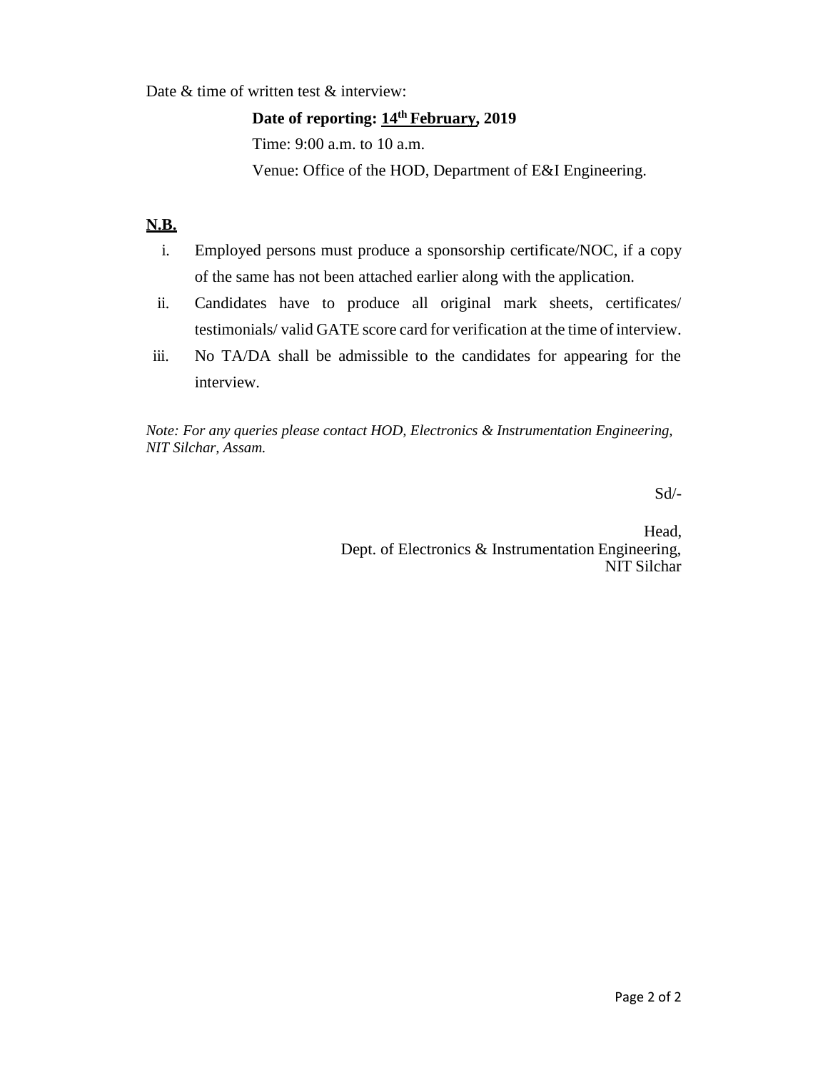Date & time of written test & interview:

**Date of reporting: <u>14th February</u>, 2019**

Time: 9:00 a.m. to 10 a.m.

Venue: Office of the HOD, Department of E&I Engineering.

**<u>N.B.</u>**

i. Employed persons must produce a sponsorship certificate/NOC, if a copy of the same has not been attached earlier along with the application.

ii. Candidates have to produce all original mark sheets, certificates/ testimonials/ valid GATE score card for verification at the time of interview.

iii. No TA/DA shall be admissible to the candidates for appearing for the interview.

*Note: For any queries please contact HOD, Electronics & Instrumentation Engineering, NIT Silchar, Assam.*

Sd/-

Head,
Dept. of Electronics & Instrumentation Engineering,
NIT Silchar